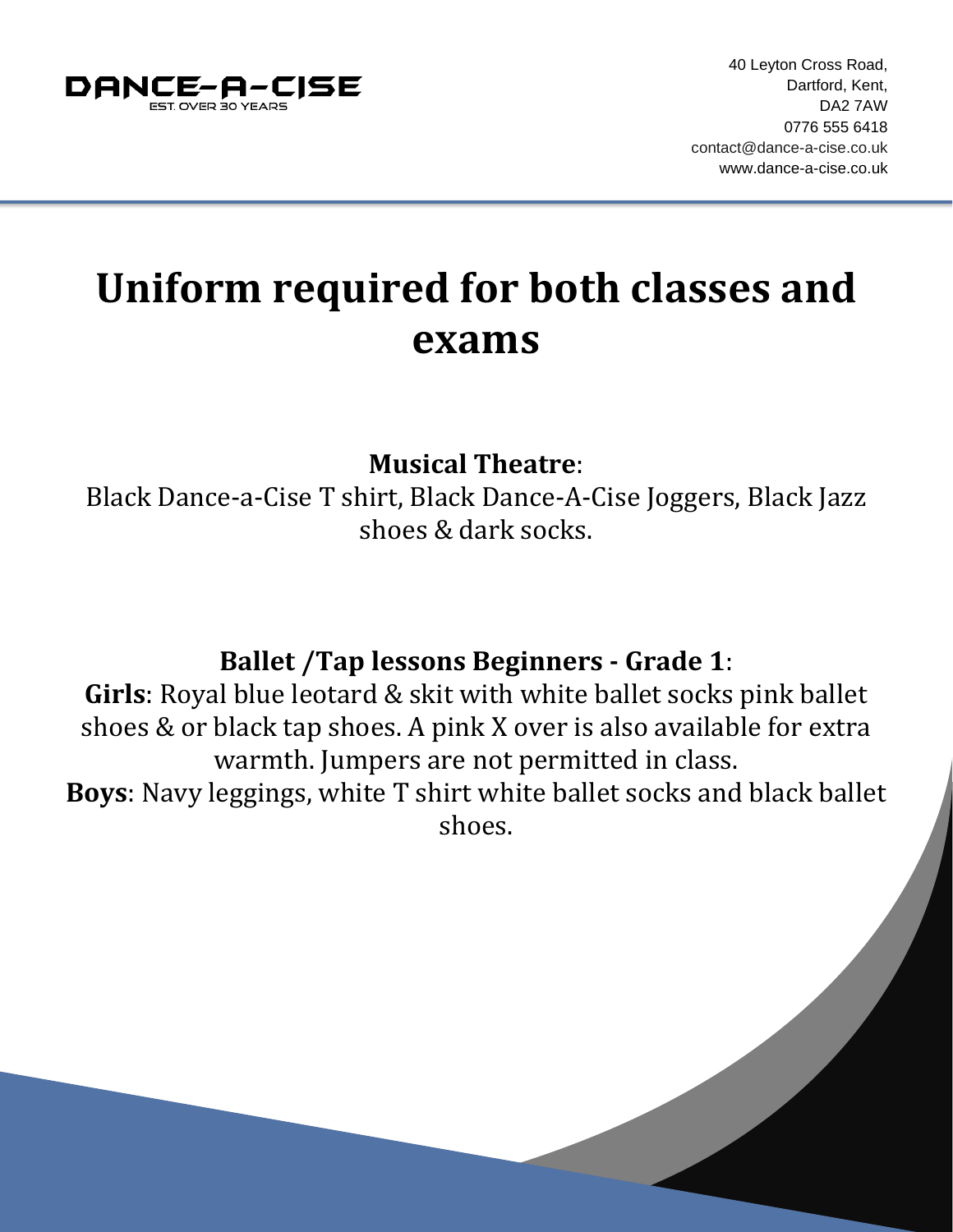DANCE-A-CISE
EST. OVER 30 YEARS

40 Leyton Cross Road,
Dartford, Kent,
DA2 7AW
0776 555 6418
contact@dance-a-cise.co.uk
www.dance-a-cise.co.uk

# Uniform required for both classes and exams

**Musical Theatre**:
Black Dance-a-Cise T shirt, Black Dance-A-Cise Joggers, Black Jazz shoes & dark socks.

**Ballet /Tap lessons Beginners - Grade 1**:
**Girls**: Royal blue leotard & skit with white ballet socks pink ballet shoes & or black tap shoes. A pink X over is also available for extra warmth. Jumpers are not permitted in class.
**Boys**: Navy leggings, white T shirt white ballet socks and black ballet shoes.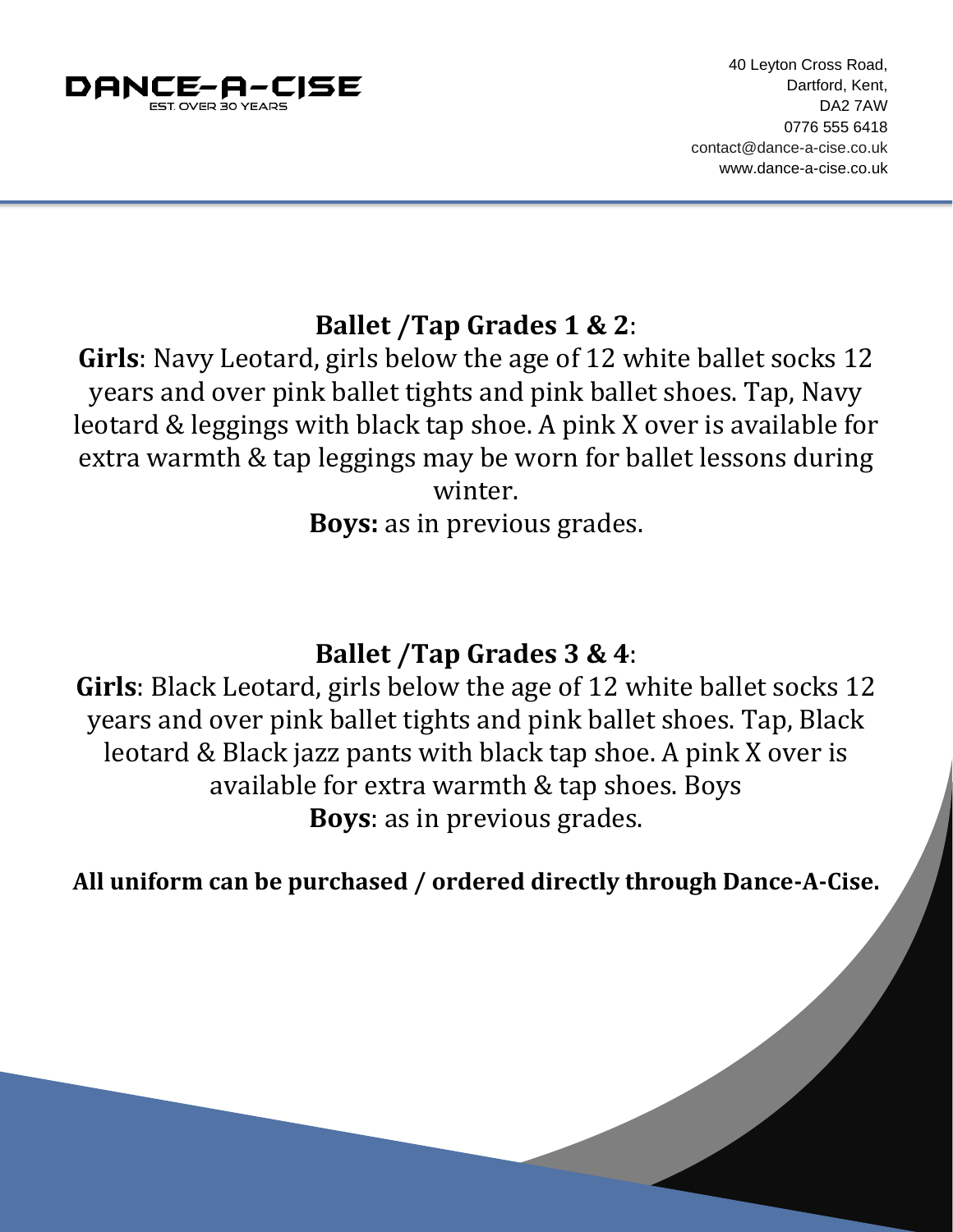DANCE-A-CISE
EST. OVER 30 YEARS

40 Leyton Cross Road,
Dartford, Kent,
DA2 7AW
0776 555 6418
contact@dance-a-cise.co.uk
www.dance-a-cise.co.uk

**Ballet /Tap Grades 1 & 2**:

**Girls**: Navy Leotard, girls below the age of 12 white ballet socks 12 years and over pink ballet tights and pink ballet shoes. Tap, Navy leotard & leggings with black tap shoe. A pink X over is available for extra warmth & tap leggings may be worn for ballet lessons during winter.

**Boys:** as in previous grades.

**Ballet /Tap Grades 3 & 4**:

**Girls**: Black Leotard, girls below the age of 12 white ballet socks 12 years and over pink ballet tights and pink ballet shoes. Tap, Black leotard & Black jazz pants with black tap shoe. A pink X over is available for extra warmth & tap shoes. Boys

**Boys**: as in previous grades.

**All uniform can be purchased / ordered directly through Dance-A-Cise.**